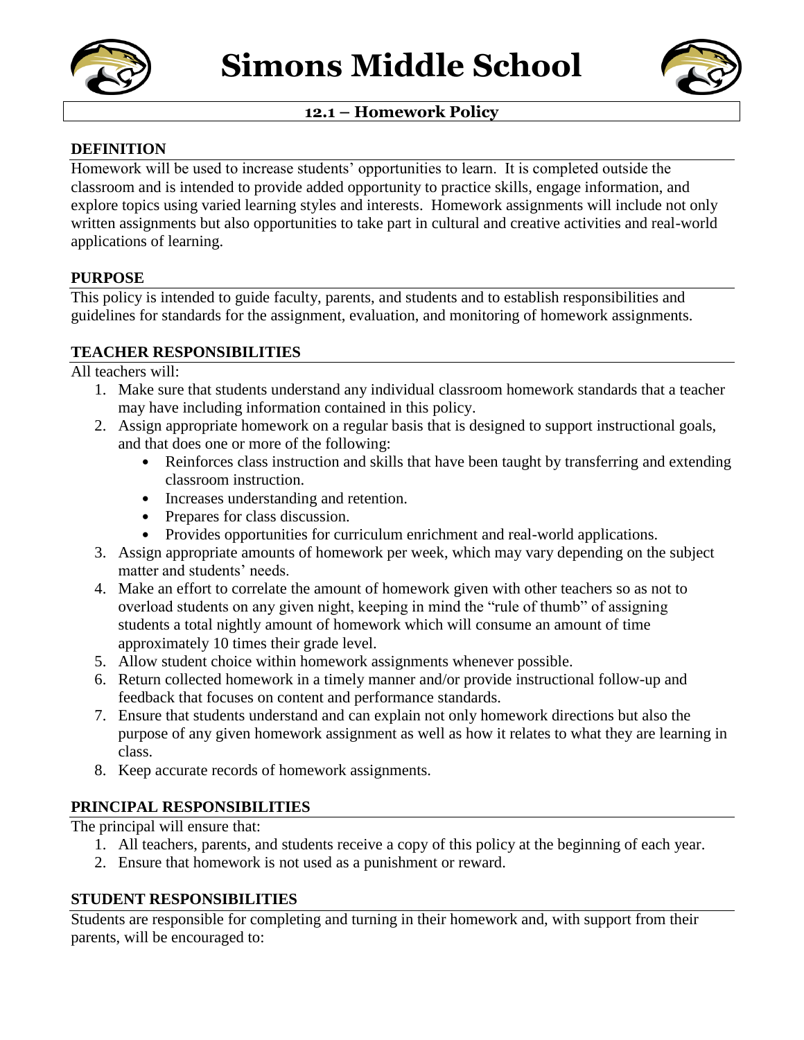# Simons Middle School

## 12.1 – Homework Policy

### DEFINITION

Homework will be used to increase students' opportunities to learn. It is completed outside the classroom and is intended to provide added opportunity to practice skills, engage information, and explore topics using varied learning styles and interests. Homework assignments will include not only written assignments but also opportunities to take part in cultural and creative activities and real-world applications of learning.

### PURPOSE

This policy is intended to guide faculty, parents, and students and to establish responsibilities and guidelines for standards for the assignment, evaluation, and monitoring of homework assignments.

### TEACHER RESPONSIBILITIES

All teachers will:

1. Make sure that students understand any individual classroom homework standards that a teacher may have including information contained in this policy.
2. Assign appropriate homework on a regular basis that is designed to support instructional goals, and that does one or more of the following:
   - Reinforces class instruction and skills that have been taught by transferring and extending classroom instruction.
   - Increases understanding and retention.
   - Prepares for class discussion.
   - Provides opportunities for curriculum enrichment and real-world applications.
3. Assign appropriate amounts of homework per week, which may vary depending on the subject matter and students' needs.
4. Make an effort to correlate the amount of homework given with other teachers so as not to overload students on any given night, keeping in mind the "rule of thumb" of assigning students a total nightly amount of homework which will consume an amount of time approximately 10 times their grade level.
5. Allow student choice within homework assignments whenever possible.
6. Return collected homework in a timely manner and/or provide instructional follow-up and feedback that focuses on content and performance standards.
7. Ensure that students understand and can explain not only homework directions but also the purpose of any given homework assignment as well as how it relates to what they are learning in class.
8. Keep accurate records of homework assignments.

### PRINCIPAL RESPONSIBILITIES

The principal will ensure that:

1. All teachers, parents, and students receive a copy of this policy at the beginning of each year.
2. Ensure that homework is not used as a punishment or reward.

### STUDENT RESPONSIBILITIES

Students are responsible for completing and turning in their homework and, with support from their parents, will be encouraged to: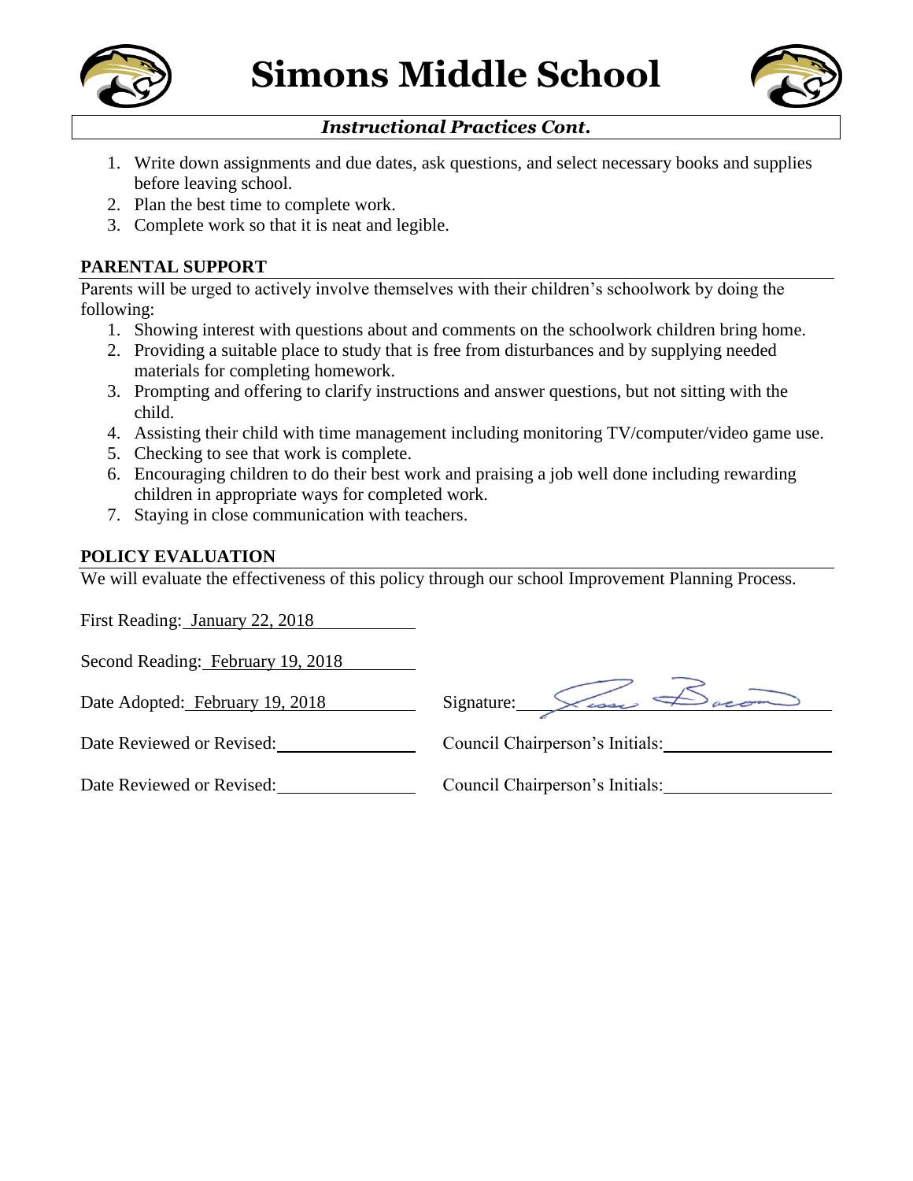# Simons Middle School

## *Instructional Practices Cont.*

1. Write down assignments and due dates, ask questions, and select necessary books and supplies before leaving school.
2. Plan the best time to complete work.
3. Complete work so that it is neat and legible.

**PARENTAL SUPPORT**

Parents will be urged to actively involve themselves with their children's schoolwork by doing the following:

1. Showing interest with questions about and comments on the schoolwork children bring home.
2. Providing a suitable place to study that is free from disturbances and by supplying needed materials for completing homework.
3. Prompting and offering to clarify instructions and answer questions, but not sitting with the child.
4. Assisting their child with time management including monitoring TV/computer/video game use.
5. Checking to see that work is complete.
6. Encouraging children to do their best work and praising a job well done including rewarding children in appropriate ways for completed work.
7. Staying in close communication with teachers.

**POLICY EVALUATION**

We will evaluate the effectiveness of this policy through our school Improvement Planning Process.

First Reading: January 22, 2018

Second Reading: February 19, 2018

Date Adopted: February 19, 2018 Signature: [signature]

Date Reviewed or Revised: ________ Council Chairperson's Initials: ________

Date Reviewed or Revised: ________ Council Chairperson's Initials: ________